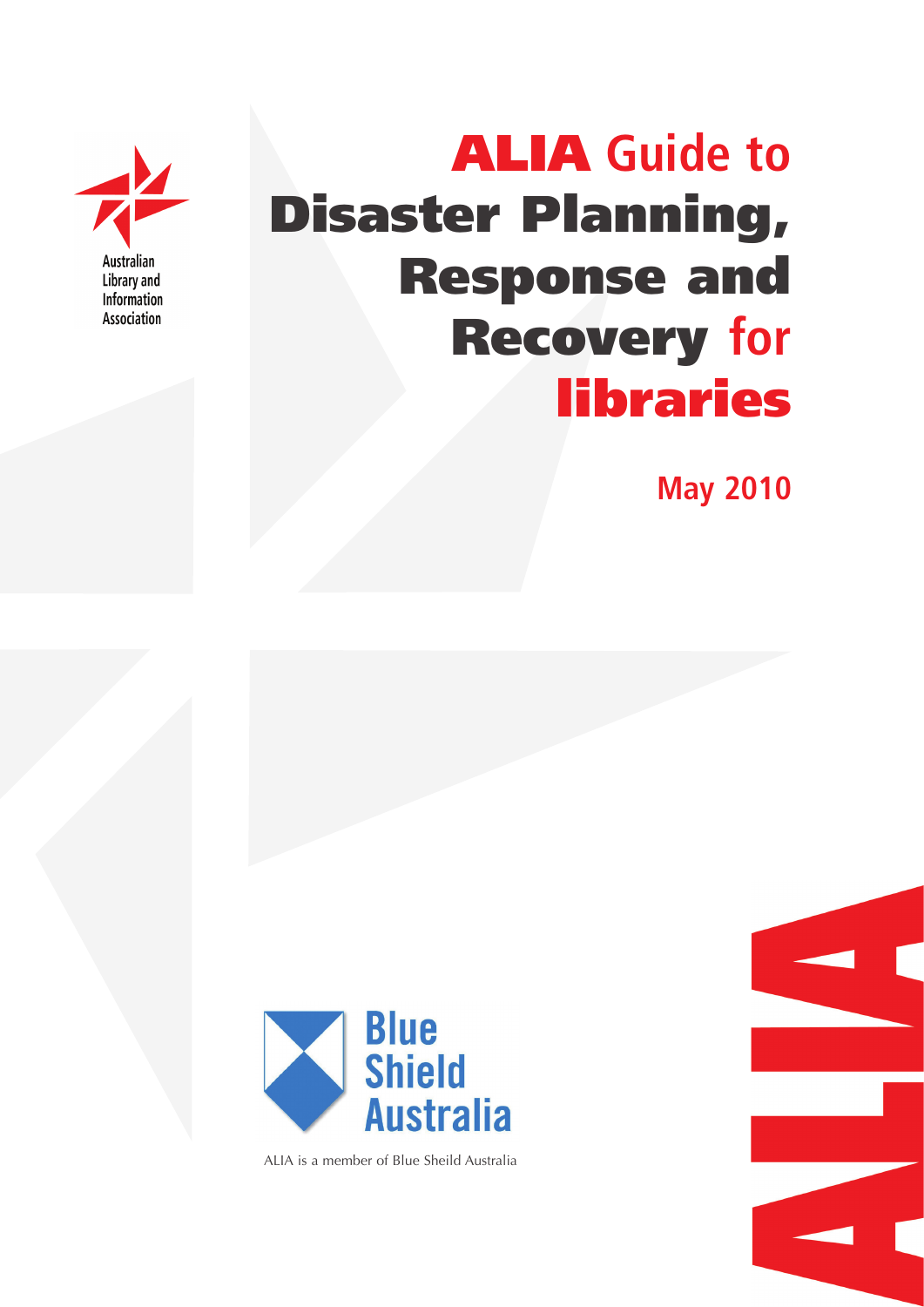Australian Library and Information Association

# ALIA Guide to Disaster Planning, Response and Recovery for libraries

**May 2010**

Blue Shield Australia

ALIA is a member of Blue Sheild Australia

ALIA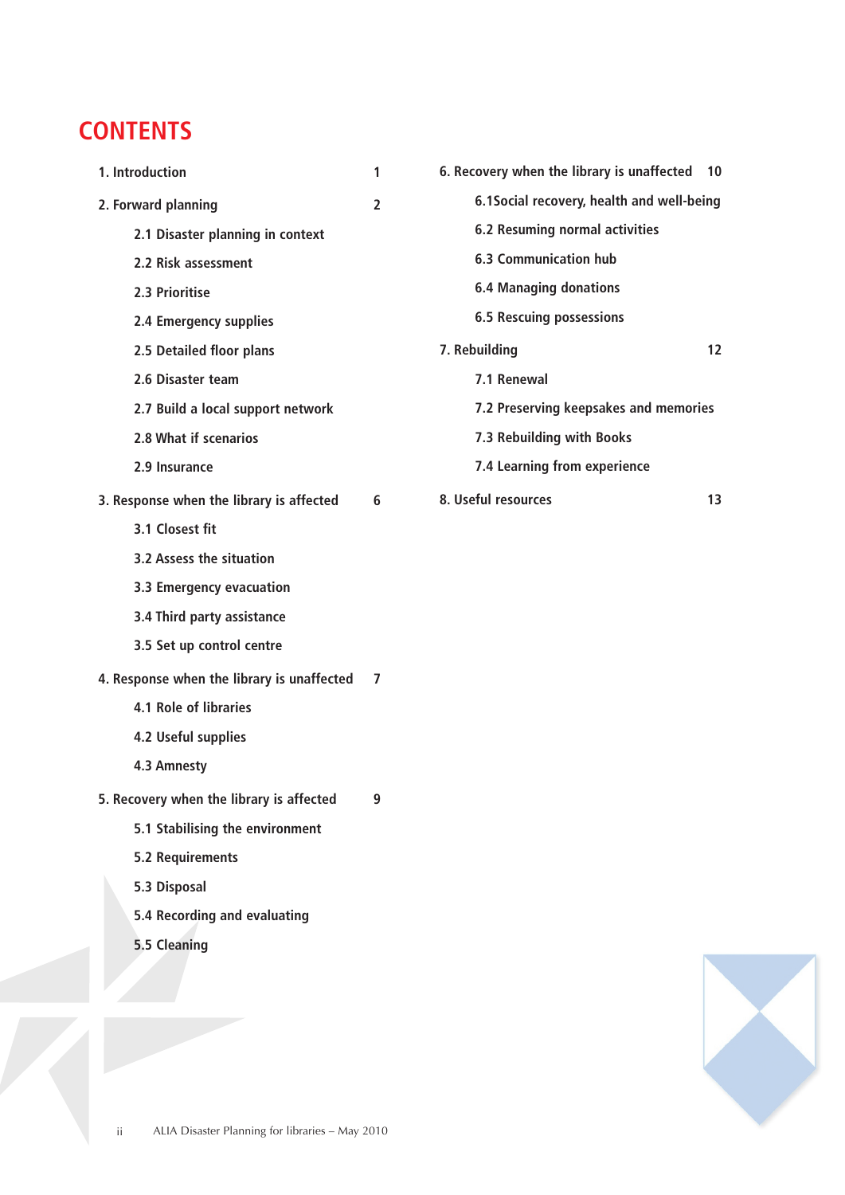# CONTENTS

1. Introduction 1

2. Forward planning 2

   2.1 Disaster planning in context

   2.2 Risk assessment

   2.3 Prioritise

   2.4 Emergency supplies

   2.5 Detailed floor plans

   2.6 Disaster team

   2.7 Build a local support network

   2.8 What if scenarios

   2.9 Insurance

3. Response when the library is affected 6

   3.1 Closest fit

   3.2 Assess the situation

   3.3 Emergency evacuation

   3.4 Third party assistance

   3.5 Set up control centre

4. Response when the library is unaffected 7

   4.1 Role of libraries

   4.2 Useful supplies

   4.3 Amnesty

5. Recovery when the library is affected 9

   5.1 Stabilising the environment

   5.2 Requirements

   5.3 Disposal

   5.4 Recording and evaluating

   5.5 Cleaning

6. Recovery when the library is unaffected 10

   6.1Social recovery, health and well-being

   6.2 Resuming normal activities

   6.3 Communication hub

   6.4 Managing donations

   6.5 Rescuing possessions

7. Rebuilding 12

   7.1 Renewal

   7.2 Preserving keepsakes and memories

   7.3 Rebuilding with Books

   7.4 Learning from experience

8. Useful resources 13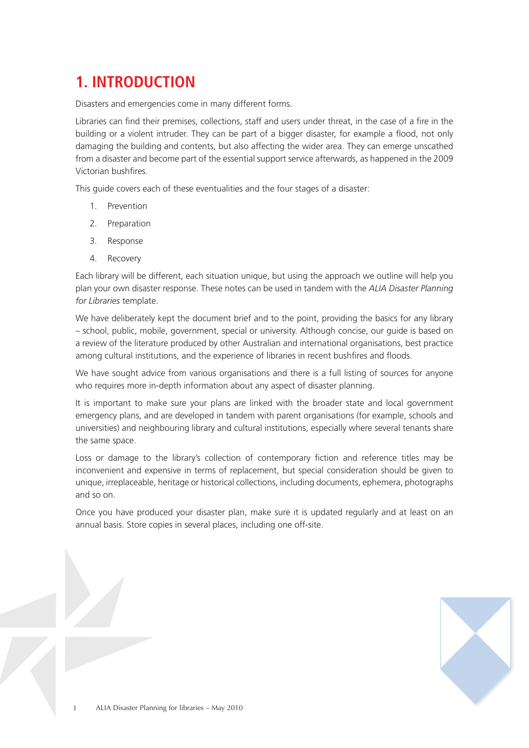# 1. INTRODUCTION

Disasters and emergencies come in many different forms.

Libraries can find their premises, collections, staff and users under threat, in the case of a fire in the building or a violent intruder. They can be part of a bigger disaster, for example a flood, not only damaging the building and contents, but also affecting the wider area. They can emerge unscathed from a disaster and become part of the essential support service afterwards, as happened in the 2009 Victorian bushfires.

This guide covers each of these eventualities and the four stages of a disaster:

1. Prevention
2. Preparation
3. Response
4. Recovery

Each library will be different, each situation unique, but using the approach we outline will help you plan your own disaster response. These notes can be used in tandem with the *ALIA Disaster Planning for Libraries* template.

We have deliberately kept the document brief and to the point, providing the basics for any library – school, public, mobile, government, special or university. Although concise, our guide is based on a review of the literature produced by other Australian and international organisations, best practice among cultural institutions, and the experience of libraries in recent bushfires and floods.

We have sought advice from various organisations and there is a full listing of sources for anyone who requires more in-depth information about any aspect of disaster planning.

It is important to make sure your plans are linked with the broader state and local government emergency plans, and are developed in tandem with parent organisations (for example, schools and universities) and neighbouring library and cultural institutions, especially where several tenants share the same space.

Loss or damage to the library's collection of contemporary fiction and reference titles may be inconvenient and expensive in terms of replacement, but special consideration should be given to unique, irreplaceable, heritage or historical collections, including documents, ephemera, photographs and so on.

Once you have produced your disaster plan, make sure it is updated regularly and at least on an annual basis. Store copies in several places, including one off-site.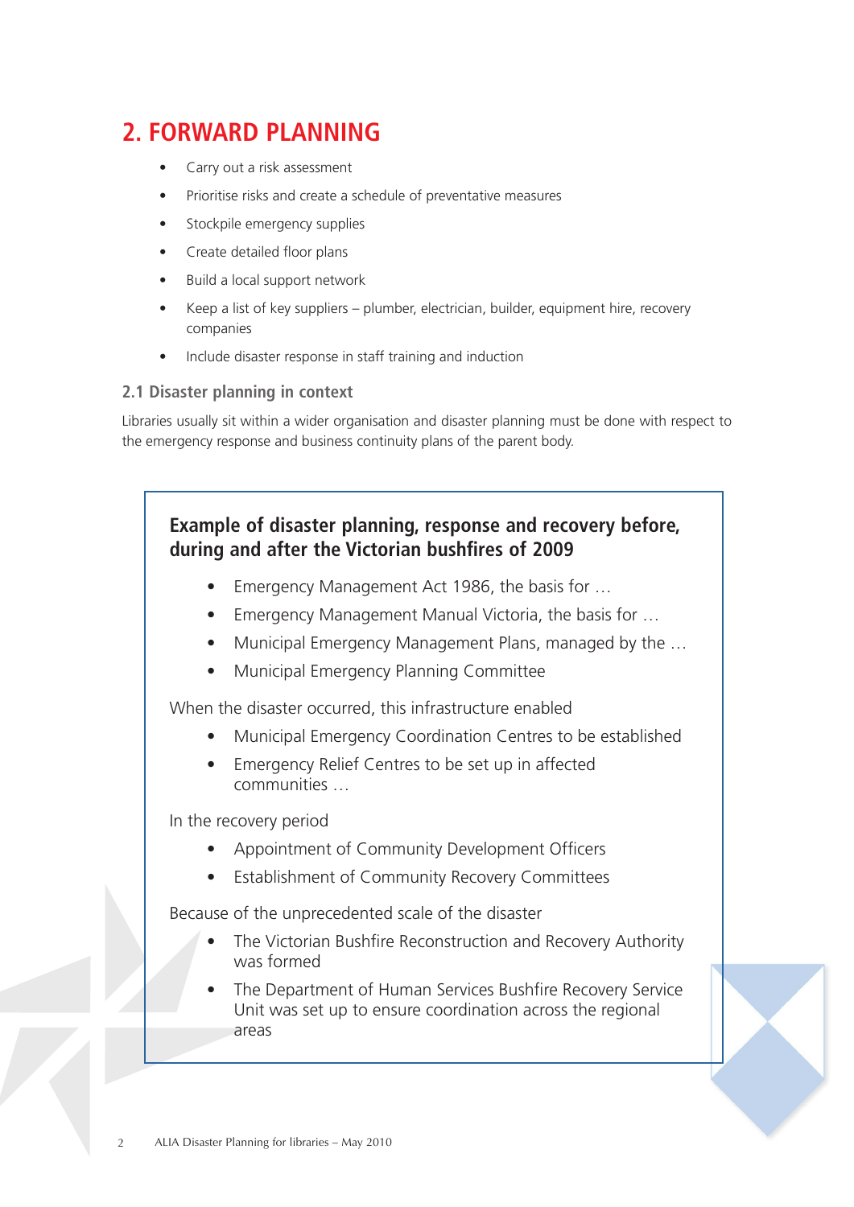## 2. FORWARD PLANNING

- Carry out a risk assessment
- Prioritise risks and create a schedule of preventative measures
- Stockpile emergency supplies
- Create detailed floor plans
- Build a local support network
- Keep a list of key suppliers – plumber, electrician, builder, equipment hire, recovery companies
- Include disaster response in staff training and induction

### 2.1 Disaster planning in context

Libraries usually sit within a wider organisation and disaster planning must be done with respect to the emergency response and business continuity plans of the parent body.

**Example of disaster planning, response and recovery before, during and after the Victorian bushfires of 2009**

- Emergency Management Act 1986, the basis for …
- Emergency Management Manual Victoria, the basis for …
- Municipal Emergency Management Plans, managed by the …
- Municipal Emergency Planning Committee

When the disaster occurred, this infrastructure enabled

- Municipal Emergency Coordination Centres to be established
- Emergency Relief Centres to be set up in affected communities …

In the recovery period

- Appointment of Community Development Officers
- Establishment of Community Recovery Committees

Because of the unprecedented scale of the disaster

- The Victorian Bushfire Reconstruction and Recovery Authority was formed
- The Department of Human Services Bushfire Recovery Service Unit was set up to ensure coordination across the regional areas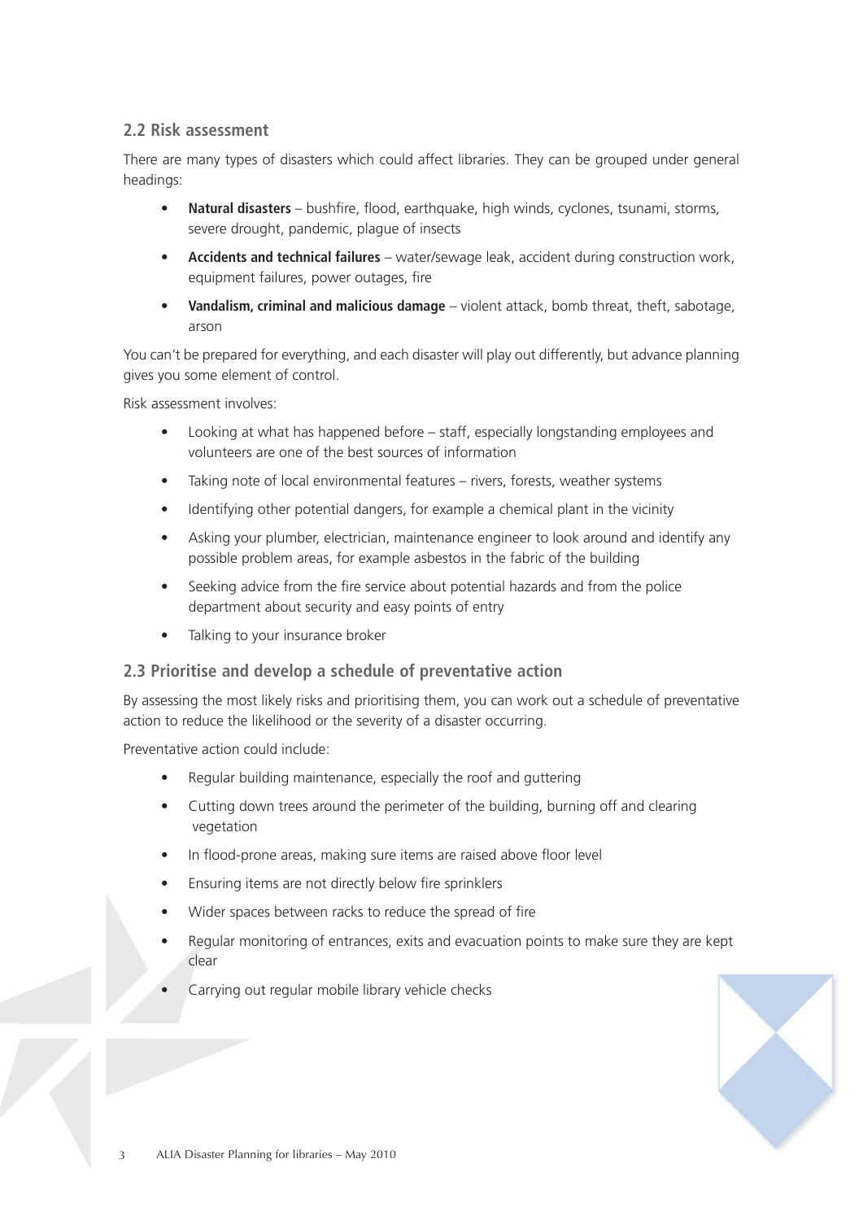## 2.2 Risk assessment

There are many types of disasters which could affect libraries. They can be grouped under general headings:

- **Natural disasters** – bushfire, flood, earthquake, high winds, cyclones, tsunami, storms, severe drought, pandemic, plague of insects
- **Accidents and technical failures** – water/sewage leak, accident during construction work, equipment failures, power outages, fire
- **Vandalism, criminal and malicious damage** – violent attack, bomb threat, theft, sabotage, arson

You can't be prepared for everything, and each disaster will play out differently, but advance planning gives you some element of control.

Risk assessment involves:

- Looking at what has happened before – staff, especially longstanding employees and volunteers are one of the best sources of information
- Taking note of local environmental features – rivers, forests, weather systems
- Identifying other potential dangers, for example a chemical plant in the vicinity
- Asking your plumber, electrician, maintenance engineer to look around and identify any possible problem areas, for example asbestos in the fabric of the building
- Seeking advice from the fire service about potential hazards and from the police department about security and easy points of entry
- Talking to your insurance broker

## 2.3 Prioritise and develop a schedule of preventative action

By assessing the most likely risks and prioritising them, you can work out a schedule of preventative action to reduce the likelihood or the severity of a disaster occurring.

Preventative action could include:

- Regular building maintenance, especially the roof and guttering
- Cutting down trees around the perimeter of the building, burning off and clearing vegetation
- In flood-prone areas, making sure items are raised above floor level
- Ensuring items are not directly below fire sprinklers
- Wider spaces between racks to reduce the spread of fire
- Regular monitoring of entrances, exits and evacuation points to make sure they are kept clear
- Carrying out regular mobile library vehicle checks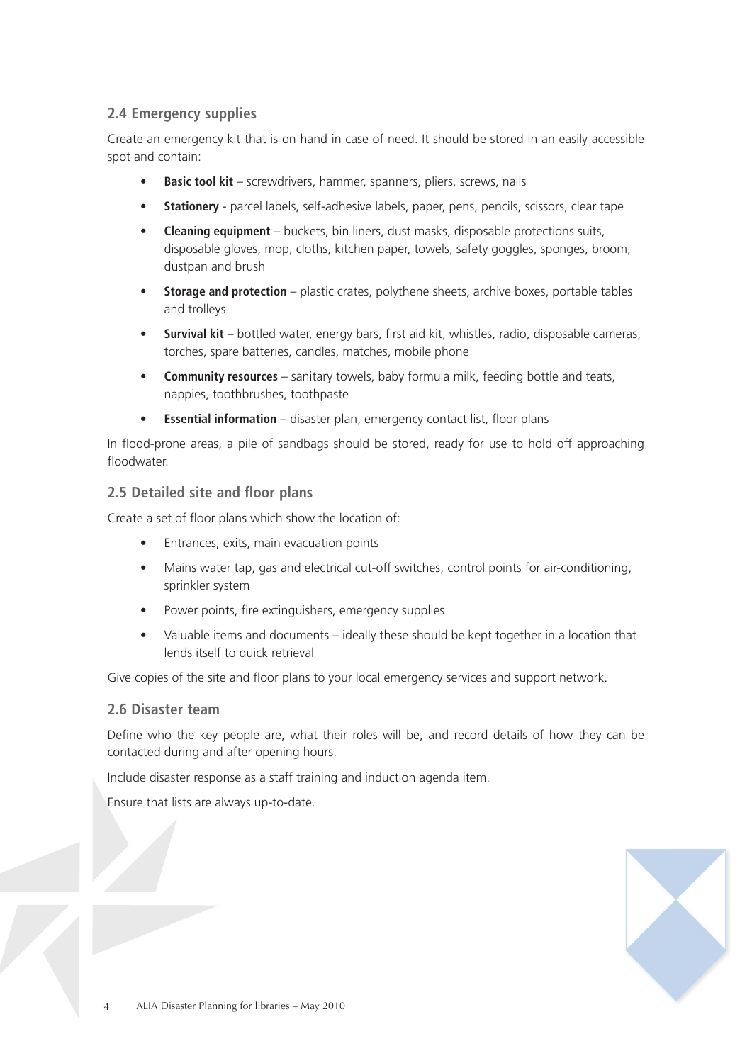### 2.4 Emergency supplies

Create an emergency kit that is on hand in case of need. It should be stored in an easily accessible spot and contain:

- **Basic tool kit** – screwdrivers, hammer, spanners, pliers, screws, nails
- **Stationery** - parcel labels, self-adhesive labels, paper, pens, pencils, scissors, clear tape
- **Cleaning equipment** – buckets, bin liners, dust masks, disposable protections suits, disposable gloves, mop, cloths, kitchen paper, towels, safety goggles, sponges, broom, dustpan and brush
- **Storage and protection** – plastic crates, polythene sheets, archive boxes, portable tables and trolleys
- **Survival kit** – bottled water, energy bars, first aid kit, whistles, radio, disposable cameras, torches, spare batteries, candles, matches, mobile phone
- **Community resources** – sanitary towels, baby formula milk, feeding bottle and teats, nappies, toothbrushes, toothpaste
- **Essential information** – disaster plan, emergency contact list, floor plans

In flood-prone areas, a pile of sandbags should be stored, ready for use to hold off approaching floodwater.

### 2.5 Detailed site and floor plans

Create a set of floor plans which show the location of:

- Entrances, exits, main evacuation points
- Mains water tap, gas and electrical cut-off switches, control points for air-conditioning, sprinkler system
- Power points, fire extinguishers, emergency supplies
- Valuable items and documents – ideally these should be kept together in a location that lends itself to quick retrieval

Give copies of the site and floor plans to your local emergency services and support network.

### 2.6 Disaster team

Define who the key people are, what their roles will be, and record details of how they can be contacted during and after opening hours.

Include disaster response as a staff training and induction agenda item.

Ensure that lists are always up-to-date.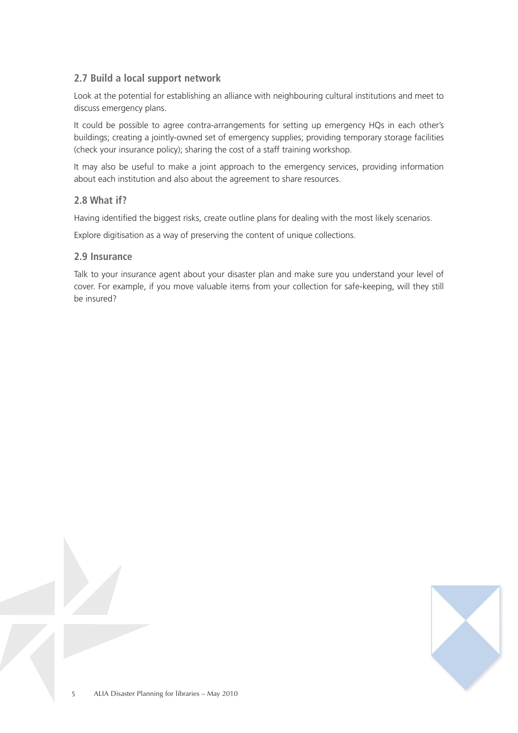### 2.7 Build a local support network

Look at the potential for establishing an alliance with neighbouring cultural institutions and meet to discuss emergency plans.

It could be possible to agree contra-arrangements for setting up emergency HQs in each other's buildings; creating a jointly-owned set of emergency supplies; providing temporary storage facilities (check your insurance policy); sharing the cost of a staff training workshop.

It may also be useful to make a joint approach to the emergency services, providing information about each institution and also about the agreement to share resources.

### 2.8 What if?

Having identified the biggest risks, create outline plans for dealing with the most likely scenarios.

Explore digitisation as a way of preserving the content of unique collections.

### 2.9 Insurance

Talk to your insurance agent about your disaster plan and make sure you understand your level of cover. For example, if you move valuable items from your collection for safe-keeping, will they still be insured?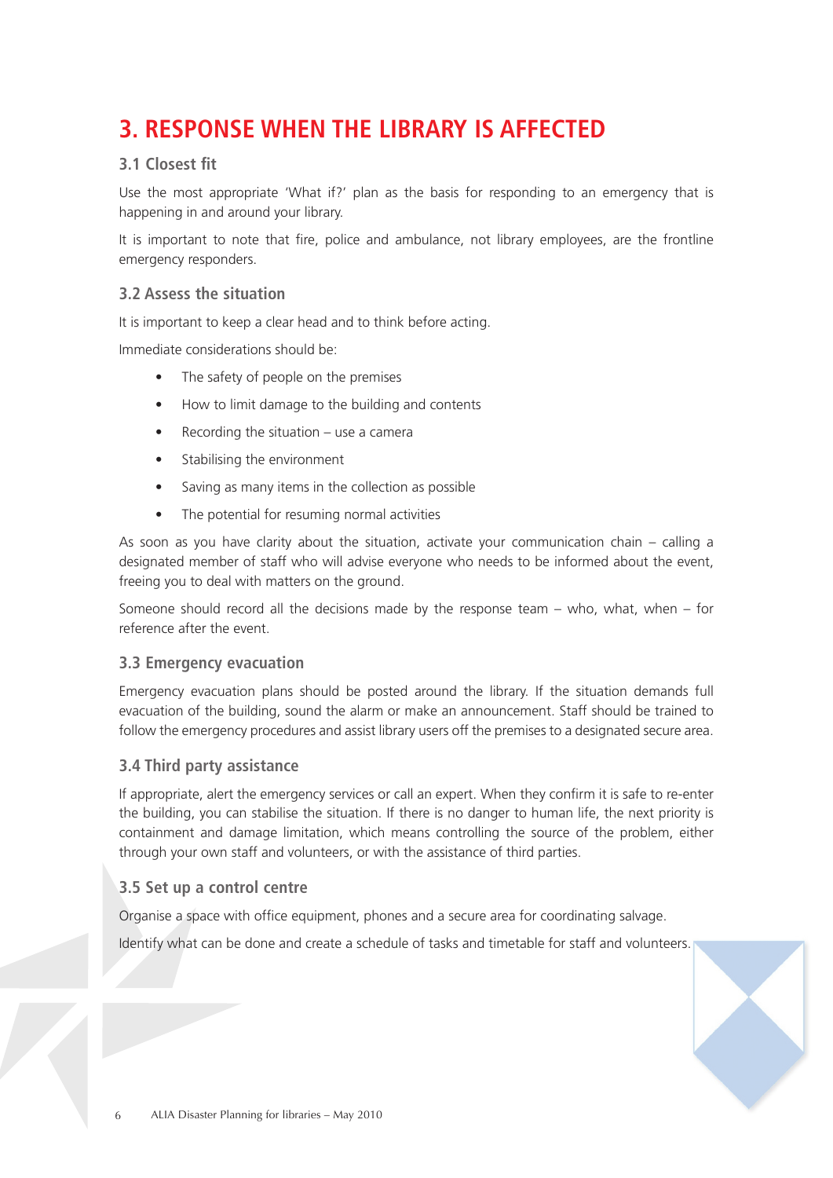# 3. RESPONSE WHEN THE LIBRARY IS AFFECTED

## 3.1 Closest fit

Use the most appropriate 'What if?' plan as the basis for responding to an emergency that is happening in and around your library.

It is important to note that fire, police and ambulance, not library employees, are the frontline emergency responders.

## 3.2 Assess the situation

It is important to keep a clear head and to think before acting.

Immediate considerations should be:

- The safety of people on the premises
- How to limit damage to the building and contents
- Recording the situation – use a camera
- Stabilising the environment
- Saving as many items in the collection as possible
- The potential for resuming normal activities

As soon as you have clarity about the situation, activate your communication chain – calling a designated member of staff who will advise everyone who needs to be informed about the event, freeing you to deal with matters on the ground.

Someone should record all the decisions made by the response team – who, what, when – for reference after the event.

## 3.3 Emergency evacuation

Emergency evacuation plans should be posted around the library. If the situation demands full evacuation of the building, sound the alarm or make an announcement. Staff should be trained to follow the emergency procedures and assist library users off the premises to a designated secure area.

## 3.4 Third party assistance

If appropriate, alert the emergency services or call an expert. When they confirm it is safe to re-enter the building, you can stabilise the situation. If there is no danger to human life, the next priority is containment and damage limitation, which means controlling the source of the problem, either through your own staff and volunteers, or with the assistance of third parties.

## 3.5 Set up a control centre

Organise a space with office equipment, phones and a secure area for coordinating salvage.

Identify what can be done and create a schedule of tasks and timetable for staff and volunteers.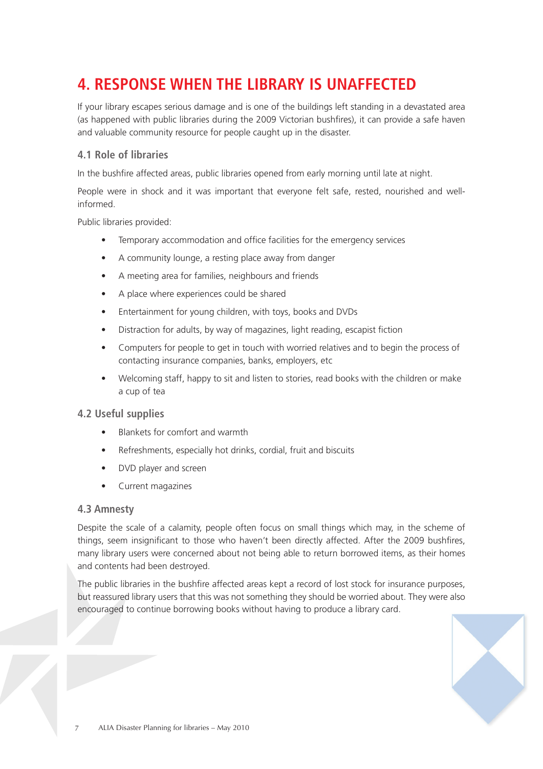# 4. RESPONSE WHEN THE LIBRARY IS UNAFFECTED

If your library escapes serious damage and is one of the buildings left standing in a devastated area (as happened with public libraries during the 2009 Victorian bushfires), it can provide a safe haven and valuable community resource for people caught up in the disaster.

## 4.1 Role of libraries

In the bushfire affected areas, public libraries opened from early morning until late at night.

People were in shock and it was important that everyone felt safe, rested, nourished and well-informed.

Public libraries provided:

- Temporary accommodation and office facilities for the emergency services
- A community lounge, a resting place away from danger
- A meeting area for families, neighbours and friends
- A place where experiences could be shared
- Entertainment for young children, with toys, books and DVDs
- Distraction for adults, by way of magazines, light reading, escapist fiction
- Computers for people to get in touch with worried relatives and to begin the process of contacting insurance companies, banks, employers, etc
- Welcoming staff, happy to sit and listen to stories, read books with the children or make a cup of tea

## 4.2 Useful supplies

- Blankets for comfort and warmth
- Refreshments, especially hot drinks, cordial, fruit and biscuits
- DVD player and screen
- Current magazines

## 4.3 Amnesty

Despite the scale of a calamity, people often focus on small things which may, in the scheme of things, seem insignificant to those who haven't been directly affected. After the 2009 bushfires, many library users were concerned about not being able to return borrowed items, as their homes and contents had been destroyed.

The public libraries in the bushfire affected areas kept a record of lost stock for insurance purposes, but reassured library users that this was not something they should be worried about. They were also encouraged to continue borrowing books without having to produce a library card.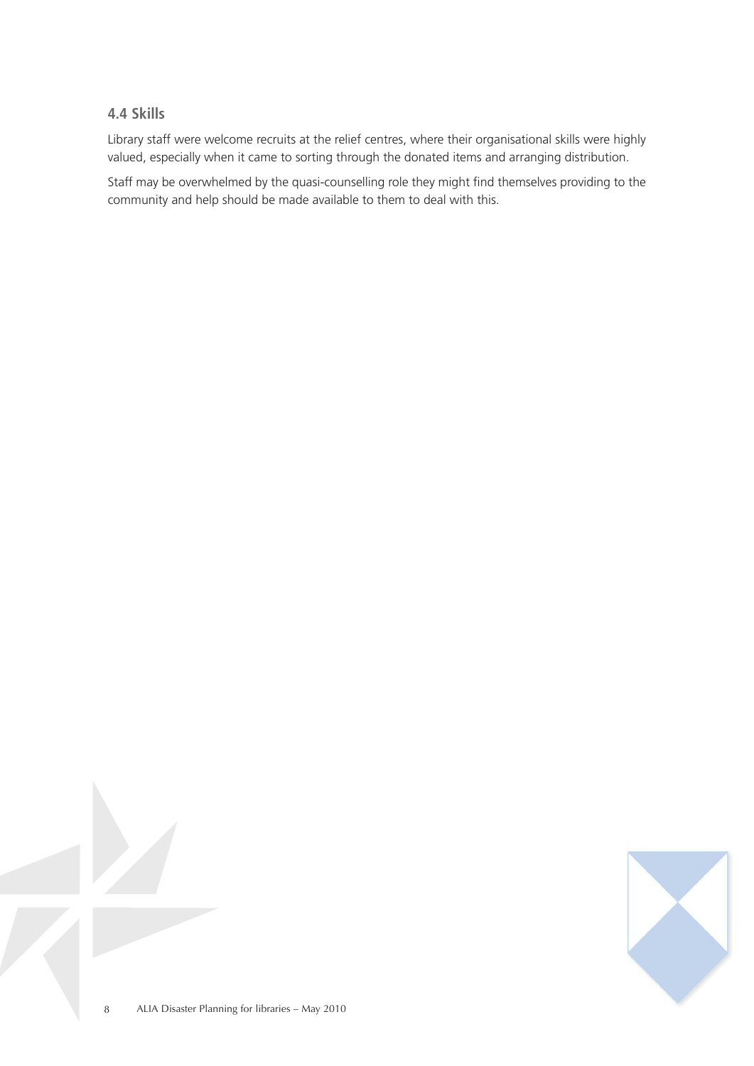### 4.4 Skills

Library staff were welcome recruits at the relief centres, where their organisational skills were highly valued, especially when it came to sorting through the donated items and arranging distribution.

Staff may be overwhelmed by the quasi-counselling role they might find themselves providing to the community and help should be made available to them to deal with this.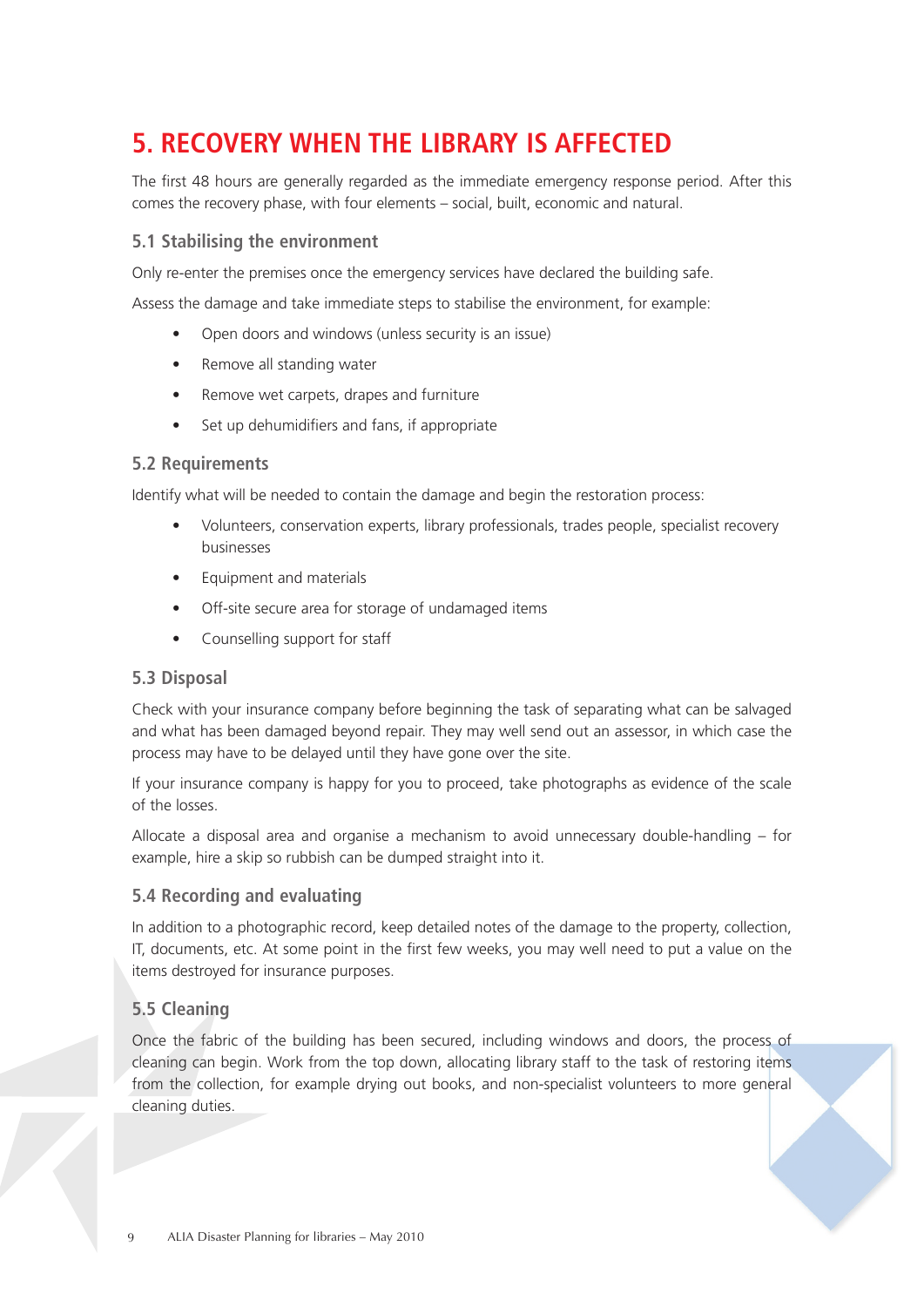# 5. RECOVERY WHEN THE LIBRARY IS AFFECTED

The first 48 hours are generally regarded as the immediate emergency response period. After this comes the recovery phase, with four elements – social, built, economic and natural.

## 5.1 Stabilising the environment

Only re-enter the premises once the emergency services have declared the building safe.

Assess the damage and take immediate steps to stabilise the environment, for example:

- Open doors and windows (unless security is an issue)
- Remove all standing water
- Remove wet carpets, drapes and furniture
- Set up dehumidifiers and fans, if appropriate

## 5.2 Requirements

Identify what will be needed to contain the damage and begin the restoration process:

- Volunteers, conservation experts, library professionals, trades people, specialist recovery businesses
- Equipment and materials
- Off-site secure area for storage of undamaged items
- Counselling support for staff

## 5.3 Disposal

Check with your insurance company before beginning the task of separating what can be salvaged and what has been damaged beyond repair. They may well send out an assessor, in which case the process may have to be delayed until they have gone over the site.

If your insurance company is happy for you to proceed, take photographs as evidence of the scale of the losses.

Allocate a disposal area and organise a mechanism to avoid unnecessary double-handling – for example, hire a skip so rubbish can be dumped straight into it.

## 5.4 Recording and evaluating

In addition to a photographic record, keep detailed notes of the damage to the property, collection, IT, documents, etc. At some point in the first few weeks, you may well need to put a value on the items destroyed for insurance purposes.

## 5.5 Cleaning

Once the fabric of the building has been secured, including windows and doors, the process of cleaning can begin. Work from the top down, allocating library staff to the task of restoring items from the collection, for example drying out books, and non-specialist volunteers to more general cleaning duties.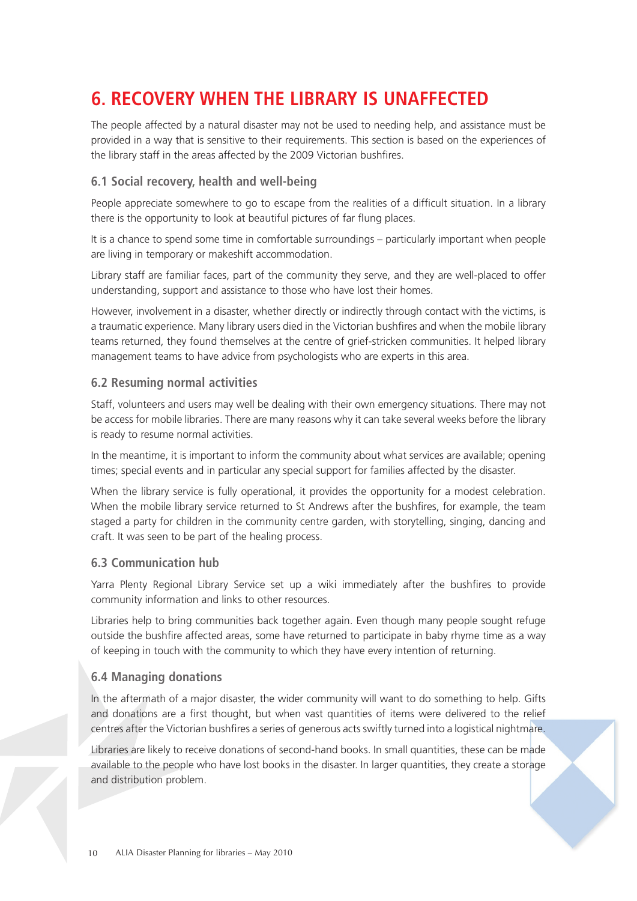# 6. RECOVERY WHEN THE LIBRARY IS UNAFFECTED

The people affected by a natural disaster may not be used to needing help, and assistance must be provided in a way that is sensitive to their requirements. This section is based on the experiences of the library staff in the areas affected by the 2009 Victorian bushfires.

## 6.1 Social recovery, health and well-being

People appreciate somewhere to go to escape from the realities of a difficult situation. In a library there is the opportunity to look at beautiful pictures of far flung places.

It is a chance to spend some time in comfortable surroundings – particularly important when people are living in temporary or makeshift accommodation.

Library staff are familiar faces, part of the community they serve, and they are well-placed to offer understanding, support and assistance to those who have lost their homes.

However, involvement in a disaster, whether directly or indirectly through contact with the victims, is a traumatic experience. Many library users died in the Victorian bushfires and when the mobile library teams returned, they found themselves at the centre of grief-stricken communities. It helped library management teams to have advice from psychologists who are experts in this area.

## 6.2 Resuming normal activities

Staff, volunteers and users may well be dealing with their own emergency situations. There may not be access for mobile libraries. There are many reasons why it can take several weeks before the library is ready to resume normal activities.

In the meantime, it is important to inform the community about what services are available; opening times; special events and in particular any special support for families affected by the disaster.

When the library service is fully operational, it provides the opportunity for a modest celebration. When the mobile library service returned to St Andrews after the bushfires, for example, the team staged a party for children in the community centre garden, with storytelling, singing, dancing and craft. It was seen to be part of the healing process.

## 6.3 Communication hub

Yarra Plenty Regional Library Service set up a wiki immediately after the bushfires to provide community information and links to other resources.

Libraries help to bring communities back together again. Even though many people sought refuge outside the bushfire affected areas, some have returned to participate in baby rhyme time as a way of keeping in touch with the community to which they have every intention of returning.

## 6.4 Managing donations

In the aftermath of a major disaster, the wider community will want to do something to help. Gifts and donations are a first thought, but when vast quantities of items were delivered to the relief centres after the Victorian bushfires a series of generous acts swiftly turned into a logistical nightmare.

Libraries are likely to receive donations of second-hand books. In small quantities, these can be made available to the people who have lost books in the disaster. In larger quantities, they create a storage and distribution problem.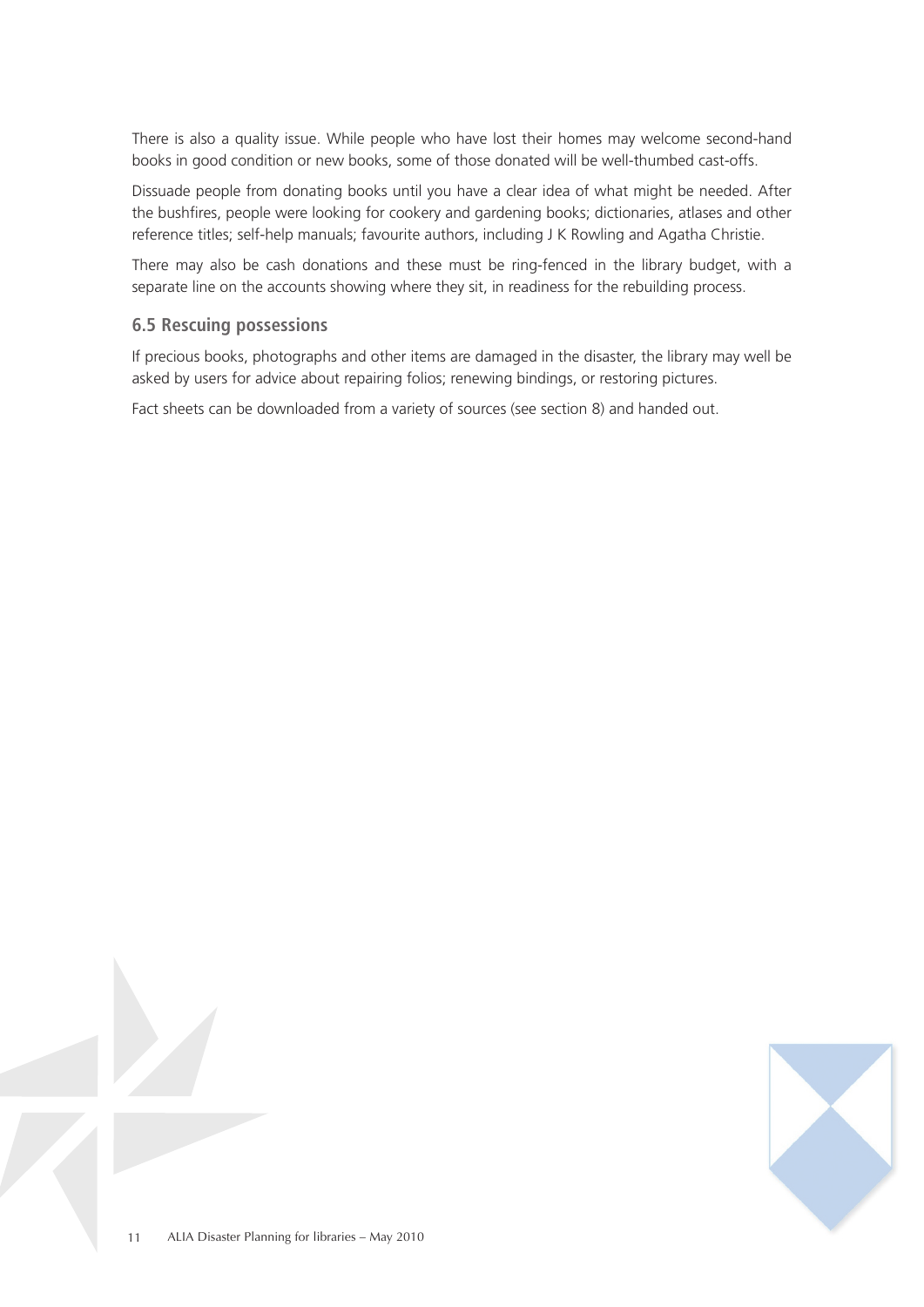There is also a quality issue. While people who have lost their homes may welcome second-hand books in good condition or new books, some of those donated will be well-thumbed cast-offs.

Dissuade people from donating books until you have a clear idea of what might be needed. After the bushfires, people were looking for cookery and gardening books; dictionaries, atlases and other reference titles; self-help manuals; favourite authors, including J K Rowling and Agatha Christie.

There may also be cash donations and these must be ring-fenced in the library budget, with a separate line on the accounts showing where they sit, in readiness for the rebuilding process.

### 6.5 Rescuing possessions

If precious books, photographs and other items are damaged in the disaster, the library may well be asked by users for advice about repairing folios; renewing bindings, or restoring pictures.

Fact sheets can be downloaded from a variety of sources (see section 8) and handed out.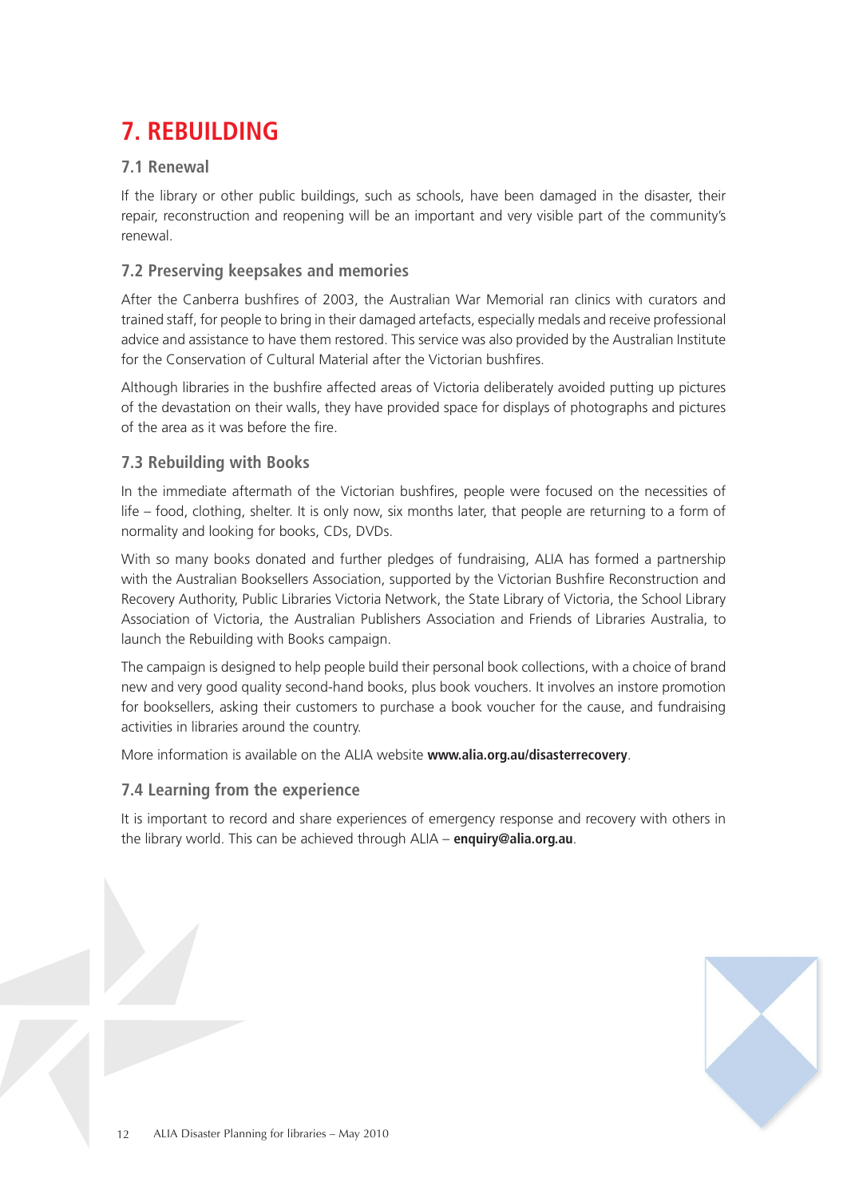# 7. REBUILDING

## 7.1 Renewal

If the library or other public buildings, such as schools, have been damaged in the disaster, their repair, reconstruction and reopening will be an important and very visible part of the community's renewal.

## 7.2 Preserving keepsakes and memories

After the Canberra bushfires of 2003, the Australian War Memorial ran clinics with curators and trained staff, for people to bring in their damaged artefacts, especially medals and receive professional advice and assistance to have them restored. This service was also provided by the Australian Institute for the Conservation of Cultural Material after the Victorian bushfires.

Although libraries in the bushfire affected areas of Victoria deliberately avoided putting up pictures of the devastation on their walls, they have provided space for displays of photographs and pictures of the area as it was before the fire.

## 7.3 Rebuilding with Books

In the immediate aftermath of the Victorian bushfires, people were focused on the necessities of life – food, clothing, shelter. It is only now, six months later, that people are returning to a form of normality and looking for books, CDs, DVDs.

With so many books donated and further pledges of fundraising, ALIA has formed a partnership with the Australian Booksellers Association, supported by the Victorian Bushfire Reconstruction and Recovery Authority, Public Libraries Victoria Network, the State Library of Victoria, the School Library Association of Victoria, the Australian Publishers Association and Friends of Libraries Australia, to launch the Rebuilding with Books campaign.

The campaign is designed to help people build their personal book collections, with a choice of brand new and very good quality second-hand books, plus book vouchers. It involves an instore promotion for booksellers, asking their customers to purchase a book voucher for the cause, and fundraising activities in libraries around the country.

More information is available on the ALIA website **www.alia.org.au/disasterrecovery**.

## 7.4 Learning from the experience

It is important to record and share experiences of emergency response and recovery with others in the library world. This can be achieved through ALIA – **enquiry@alia.org.au**.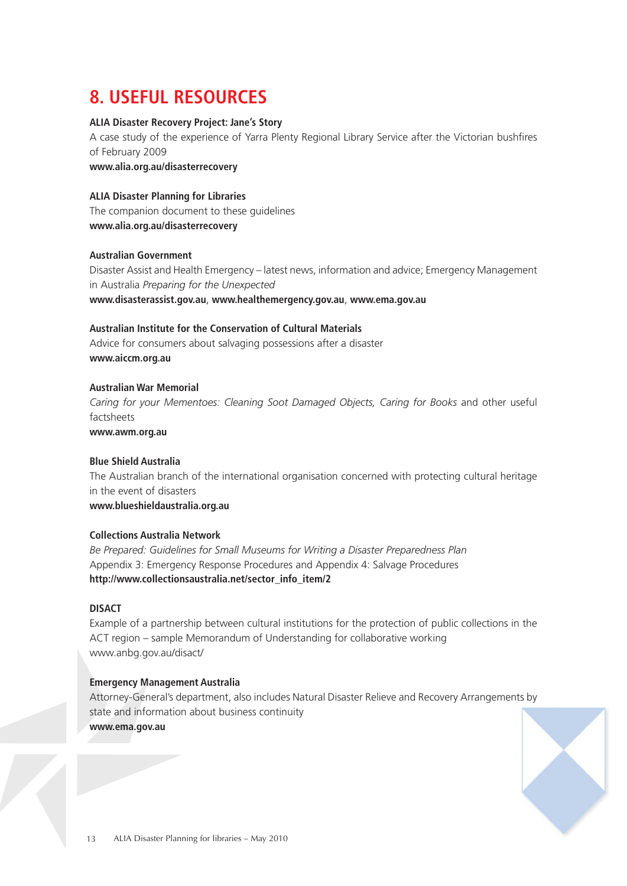# 8. USEFUL RESOURCES

**ALIA Disaster Recovery Project: Jane's Story**
A case study of the experience of Yarra Plenty Regional Library Service after the Victorian bushfires of February 2009
**www.alia.org.au/disasterrecovery**

**ALIA Disaster Planning for Libraries**
The companion document to these guidelines
**www.alia.org.au/disasterrecovery**

**Australian Government**
Disaster Assist and Health Emergency – latest news, information and advice; Emergency Management in Australia *Preparing for the Unexpected*
**www.disasterassist.gov.au**, **www.healthemergency.gov.au**, **www.ema.gov.au**

**Australian Institute for the Conservation of Cultural Materials**
Advice for consumers about salvaging possessions after a disaster
**www.aiccm.org.au**

**Australian War Memorial**
*Caring for your Mementoes: Cleaning Soot Damaged Objects, Caring for Books* and other useful factsheets
**www.awm.org.au**

**Blue Shield Australia**
The Australian branch of the international organisation concerned with protecting cultural heritage in the event of disasters
**www.blueshieldaustralia.org.au**

**Collections Australia Network**
*Be Prepared: Guidelines for Small Museums for Writing a Disaster Preparedness Plan*
Appendix 3: Emergency Response Procedures and Appendix 4: Salvage Procedures
**http://www.collectionsaustralia.net/sector_info_item/2**

**DISACT**
Example of a partnership between cultural institutions for the protection of public collections in the ACT region – sample Memorandum of Understanding for collaborative working
www.anbg.gov.au/disact/

**Emergency Management Australia**
Attorney-General's department, also includes Natural Disaster Relieve and Recovery Arrangements by state and information about business continuity
**www.ema.gov.au**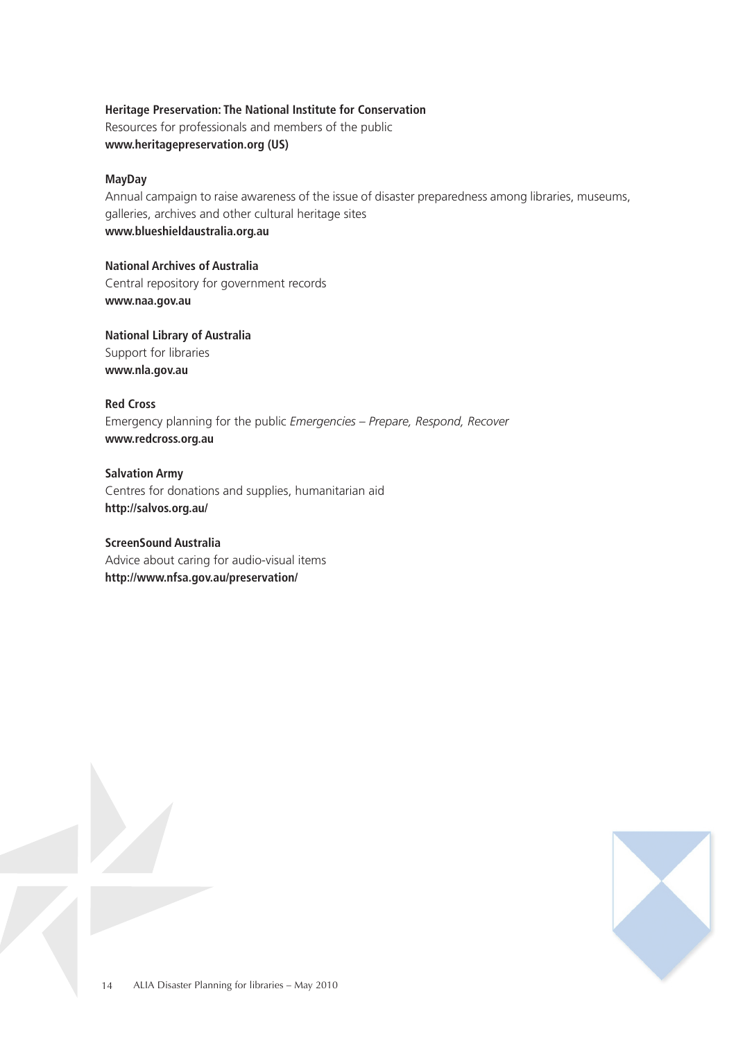**Heritage Preservation: The National Institute for Conservation**
Resources for professionals and members of the public
**www.heritagepreservation.org (US)**

**MayDay**
Annual campaign to raise awareness of the issue of disaster preparedness among libraries, museums, galleries, archives and other cultural heritage sites
**www.blueshieldaustralia.org.au**

**National Archives of Australia**
Central repository for government records
**www.naa.gov.au**

**National Library of Australia**
Support for libraries
**www.nla.gov.au**

**Red Cross**
Emergency planning for the public *Emergencies – Prepare, Respond, Recover*
**www.redcross.org.au**

**Salvation Army**
Centres for donations and supplies, humanitarian aid
**http://salvos.org.au/**

**ScreenSound Australia**
Advice about caring for audio-visual items
**http://www.nfsa.gov.au/preservation/**